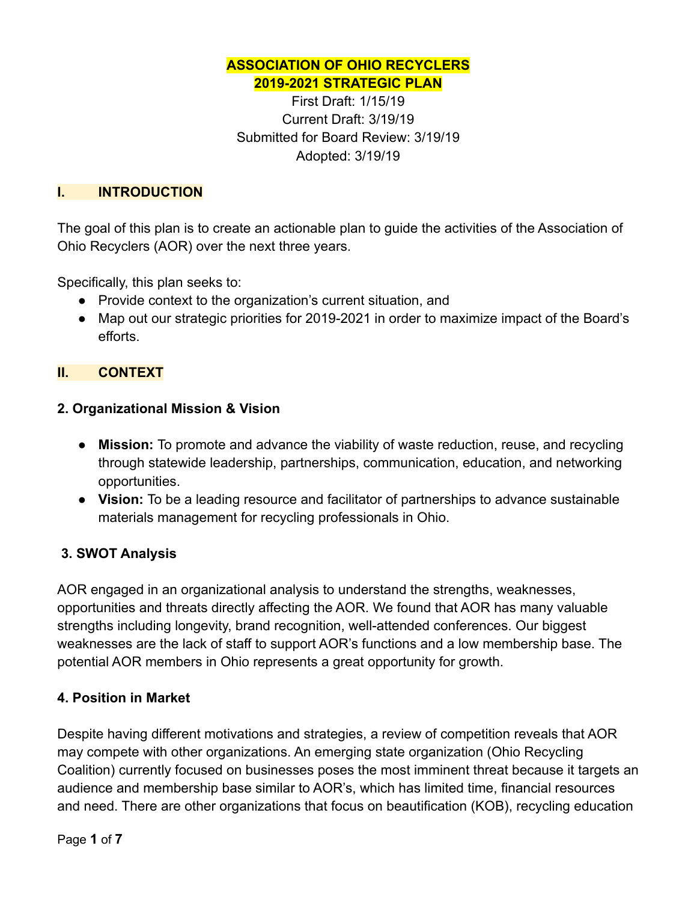# ASSOCIATION OF OHIO RECYCLERS
# 2019-2021 STRATEGIC PLAN

First Draft: 1/15/19
Current Draft: 3/19/19
Submitted for Board Review: 3/19/19
Adopted: 3/19/19

## I. INTRODUCTION

The goal of this plan is to create an actionable plan to guide the activities of the Association of Ohio Recyclers (AOR) over the next three years.

Specifically, this plan seeks to:

- Provide context to the organization's current situation, and
- Map out our strategic priorities for 2019-2021 in order to maximize impact of the Board's efforts.

## II. CONTEXT

### 2. Organizational Mission & Vision

- **Mission:** To promote and advance the viability of waste reduction, reuse, and recycling through statewide leadership, partnerships, communication, education, and networking opportunities.
- **Vision:** To be a leading resource and facilitator of partnerships to advance sustainable materials management for recycling professionals in Ohio.

### 3. SWOT Analysis

AOR engaged in an organizational analysis to understand the strengths, weaknesses, opportunities and threats directly affecting the AOR. We found that AOR has many valuable strengths including longevity, brand recognition, well-attended conferences. Our biggest weaknesses are the lack of staff to support AOR's functions and a low membership base. The potential AOR members in Ohio represents a great opportunity for growth.

### 4. Position in Market

Despite having different motivations and strategies, a review of competition reveals that AOR may compete with other organizations. An emerging state organization (Ohio Recycling Coalition) currently focused on businesses poses the most imminent threat because it targets an audience and membership base similar to AOR's, which has limited time, financial resources and need. There are other organizations that focus on beautification (KOB), recycling education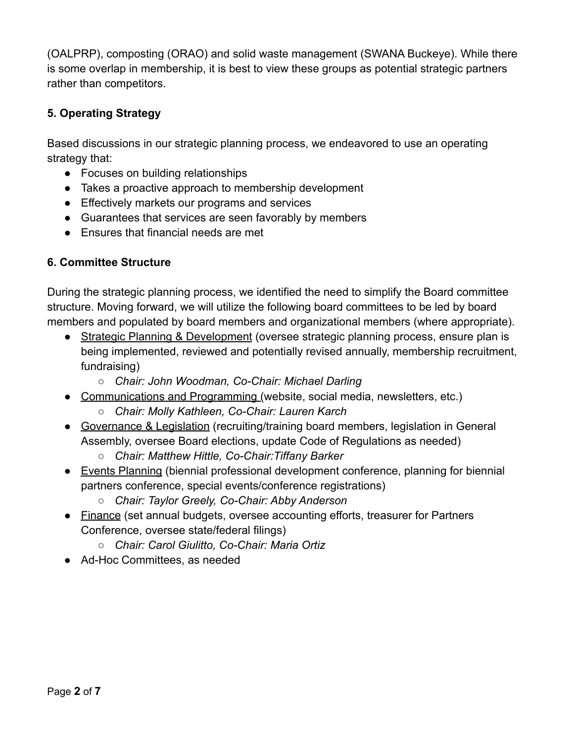(OALPRP), composting (ORAO) and solid waste management (SWANA Buckeye). While there is some overlap in membership, it is best to view these groups as potential strategic partners rather than competitors.

### 5. Operating Strategy

Based discussions in our strategic planning process, we endeavored to use an operating strategy that:

- Focuses on building relationships
- Takes a proactive approach to membership development
- Effectively markets our programs and services
- Guarantees that services are seen favorably by members
- Ensures that financial needs are met

### 6. Committee Structure

During the strategic planning process, we identified the need to simplify the Board committee structure. Moving forward, we will utilize the following board committees to be led by board members and populated by board members and organizational members (where appropriate).

- Strategic Planning & Development (oversee strategic planning process, ensure plan is being implemented, reviewed and potentially revised annually, membership recruitment, fundraising)
    - *Chair: John Woodman, Co-Chair: Michael Darling*
- Communications and Programming (website, social media, newsletters, etc.)
    - *Chair: Molly Kathleen, Co-Chair: Lauren Karch*
- Governance & Legislation (recruiting/training board members, legislation in General Assembly, oversee Board elections, update Code of Regulations as needed)
    - *Chair: Matthew Hittle, Co-Chair:Tiffany Barker*
- Events Planning (biennial professional development conference, planning for biennial partners conference, special events/conference registrations)
    - *Chair: Taylor Greely, Co-Chair: Abby Anderson*
- Finance (set annual budgets, oversee accounting efforts, treasurer for Partners Conference, oversee state/federal filings)
    - *Chair: Carol Giulitto, Co-Chair: Maria Ortiz*
- Ad-Hoc Committees, as needed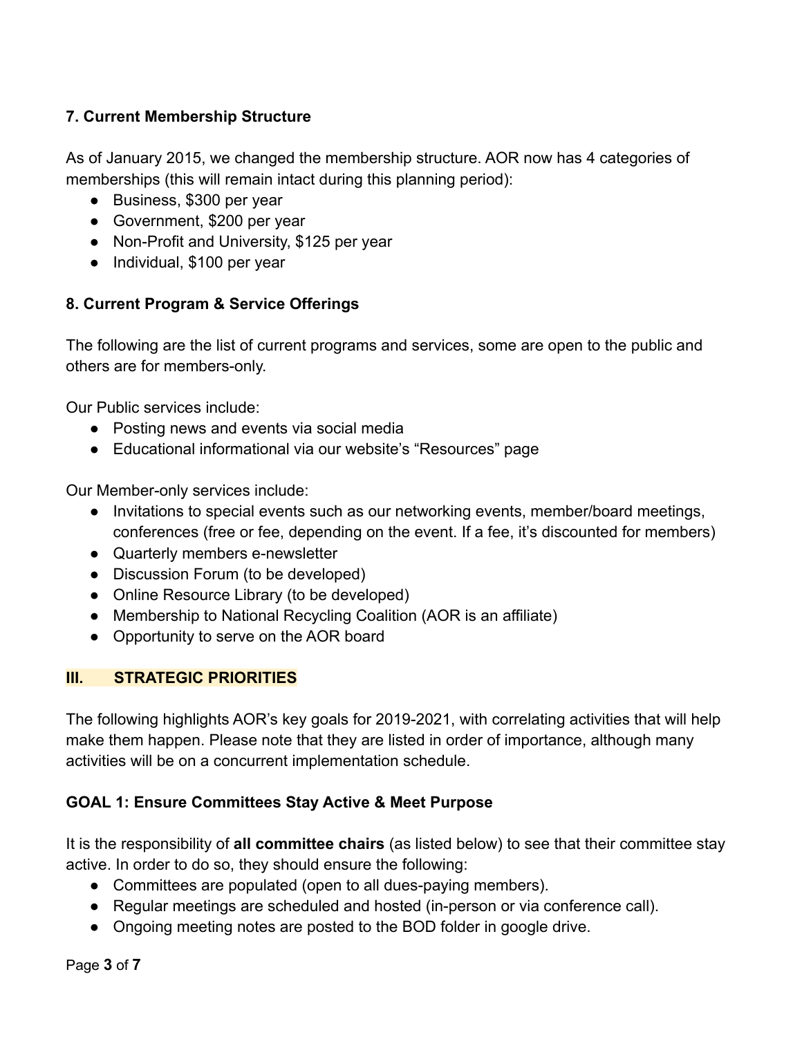### 7. Current Membership Structure

As of January 2015, we changed the membership structure. AOR now has 4 categories of memberships (this will remain intact during this planning period):

- Business, $300 per year
- Government, $200 per year
- Non-Profit and University, $125 per year
- Individual, $100 per year

### 8. Current Program & Service Offerings

The following are the list of current programs and services, some are open to the public and others are for members-only.

Our Public services include:

- Posting news and events via social media
- Educational informational via our website's "Resources" page

Our Member-only services include:

- Invitations to special events such as our networking events, member/board meetings, conferences (free or fee, depending on the event. If a fee, it's discounted for members)
- Quarterly members e-newsletter
- Discussion Forum (to be developed)
- Online Resource Library (to be developed)
- Membership to National Recycling Coalition (AOR is an affiliate)
- Opportunity to serve on the AOR board

## III. STRATEGIC PRIORITIES

The following highlights AOR's key goals for 2019-2021, with correlating activities that will help make them happen. Please note that they are listed in order of importance, although many activities will be on a concurrent implementation schedule.

### GOAL 1: Ensure Committees Stay Active & Meet Purpose

It is the responsibility of **all committee chairs** (as listed below) to see that their committee stay active. In order to do so, they should ensure the following:

- Committees are populated (open to all dues-paying members).
- Regular meetings are scheduled and hosted (in-person or via conference call).
- Ongoing meeting notes are posted to the BOD folder in google drive.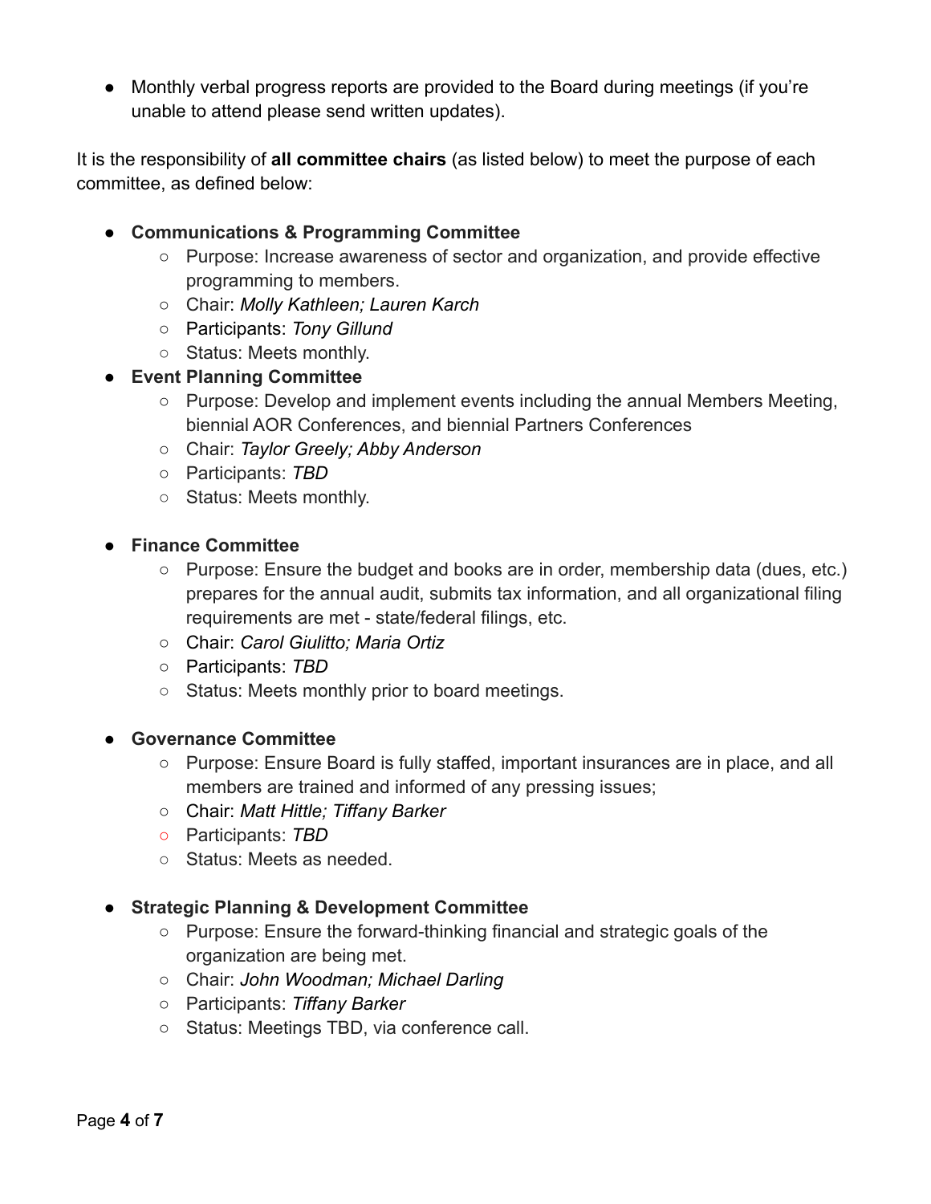- Monthly verbal progress reports are provided to the Board during meetings (if you're unable to attend please send written updates).

It is the responsibility of **all committee chairs** (as listed below) to meet the purpose of each committee, as defined below:

- **Communications & Programming Committee**
    - Purpose: Increase awareness of sector and organization, and provide effective programming to members.
    - Chair: *Molly Kathleen; Lauren Karch*
    - Participants: *Tony Gillund*
    - Status: Meets monthly.
- **Event Planning Committee**
    - Purpose: Develop and implement events including the annual Members Meeting, biennial AOR Conferences, and biennial Partners Conferences
    - Chair: *Taylor Greely; Abby Anderson*
    - Participants: *TBD*
    - Status: Meets monthly.

- **Finance Committee**
    - Purpose: Ensure the budget and books are in order, membership data (dues, etc.) prepares for the annual audit, submits tax information, and all organizational filing requirements are met - state/federal filings, etc.
    - Chair: *Carol Giulitto; Maria Ortiz*
    - Participants: *TBD*
    - Status: Meets monthly prior to board meetings.

- **Governance Committee**
    - Purpose: Ensure Board is fully staffed, important insurances are in place, and all members are trained and informed of any pressing issues;
    - Chair: *Matt Hittle; Tiffany Barker*
    - Participants: *TBD*
    - Status: Meets as needed.

- **Strategic Planning & Development Committee**
    - Purpose: Ensure the forward-thinking financial and strategic goals of the organization are being met.
    - Chair: *John Woodman; Michael Darling*
    - Participants: *Tiffany Barker*
    - Status: Meetings TBD, via conference call.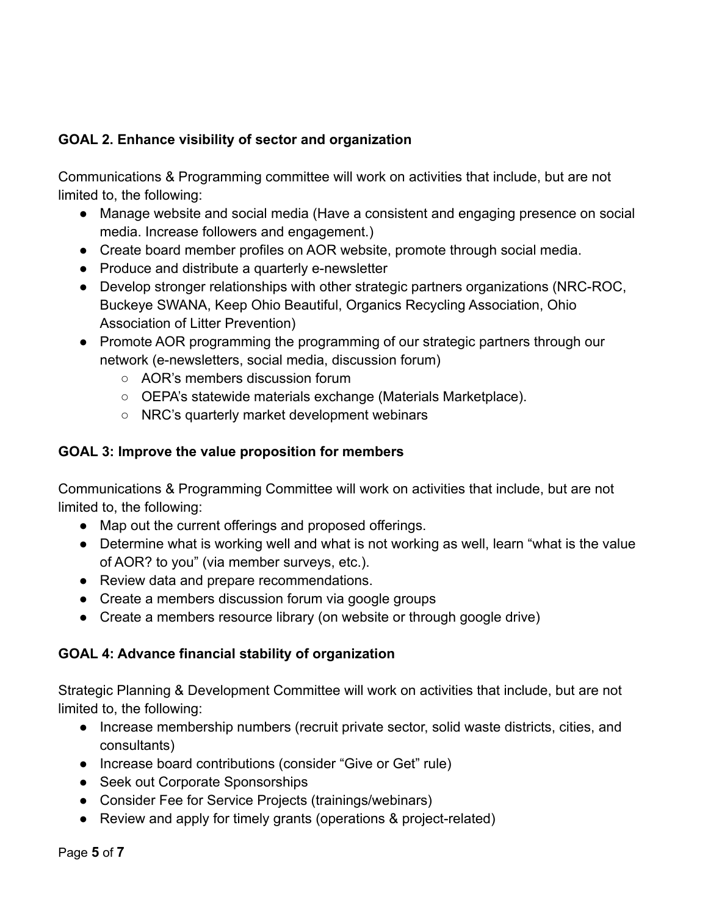**GOAL 2. Enhance visibility of sector and organization**

Communications & Programming committee will work on activities that include, but are not limited to, the following:

- Manage website and social media (Have a consistent and engaging presence on social media. Increase followers and engagement.)
- Create board member profiles on AOR website, promote through social media.
- Produce and distribute a quarterly e-newsletter
- Develop stronger relationships with other strategic partners organizations (NRC-ROC, Buckeye SWANA, Keep Ohio Beautiful, Organics Recycling Association, Ohio Association of Litter Prevention)
- Promote AOR programming the programming of our strategic partners through our network (e-newsletters, social media, discussion forum)
  - AOR's members discussion forum
  - OEPA's statewide materials exchange (Materials Marketplace).
  - NRC's quarterly market development webinars

**GOAL 3: Improve the value proposition for members**

Communications & Programming Committee will work on activities that include, but are not limited to, the following:

- Map out the current offerings and proposed offerings.
- Determine what is working well and what is not working as well, learn "what is the value of AOR? to you" (via member surveys, etc.).
- Review data and prepare recommendations.
- Create a members discussion forum via google groups
- Create a members resource library (on website or through google drive)

**GOAL 4: Advance financial stability of organization**

Strategic Planning & Development Committee will work on activities that include, but are not limited to, the following:

- Increase membership numbers (recruit private sector, solid waste districts, cities, and consultants)
- Increase board contributions (consider "Give or Get" rule)
- Seek out Corporate Sponsorships
- Consider Fee for Service Projects (trainings/webinars)
- Review and apply for timely grants (operations & project-related)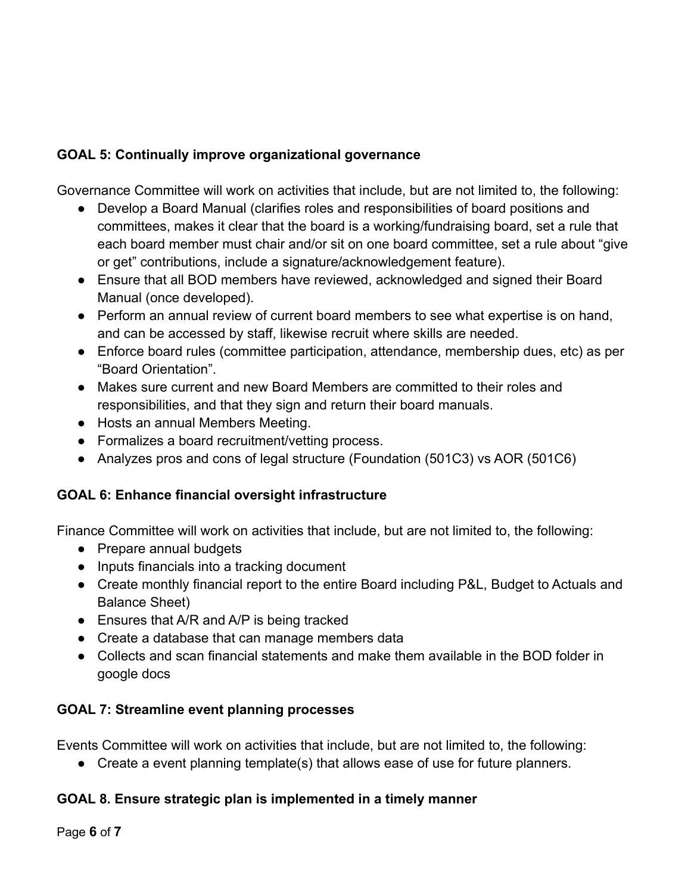**GOAL 5: Continually improve organizational governance**

Governance Committee will work on activities that include, but are not limited to, the following:

- Develop a Board Manual (clarifies roles and responsibilities of board positions and committees, makes it clear that the board is a working/fundraising board, set a rule that each board member must chair and/or sit on one board committee, set a rule about "give or get" contributions, include a signature/acknowledgement feature).
- Ensure that all BOD members have reviewed, acknowledged and signed their Board Manual (once developed).
- Perform an annual review of current board members to see what expertise is on hand, and can be accessed by staff, likewise recruit where skills are needed.
- Enforce board rules (committee participation, attendance, membership dues, etc) as per "Board Orientation".
- Makes sure current and new Board Members are committed to their roles and responsibilities, and that they sign and return their board manuals.
- Hosts an annual Members Meeting.
- Formalizes a board recruitment/vetting process.
- Analyzes pros and cons of legal structure (Foundation (501C3) vs AOR (501C6)

**GOAL 6: Enhance financial oversight infrastructure**

Finance Committee will work on activities that include, but are not limited to, the following:

- Prepare annual budgets
- Inputs financials into a tracking document
- Create monthly financial report to the entire Board including P&L, Budget to Actuals and Balance Sheet)
- Ensures that A/R and A/P is being tracked
- Create a database that can manage members data
- Collects and scan financial statements and make them available in the BOD folder in google docs

**GOAL 7: Streamline event planning processes**

Events Committee will work on activities that include, but are not limited to, the following:

- Create a event planning template(s) that allows ease of use for future planners.

**GOAL 8. Ensure strategic plan is implemented in a timely manner**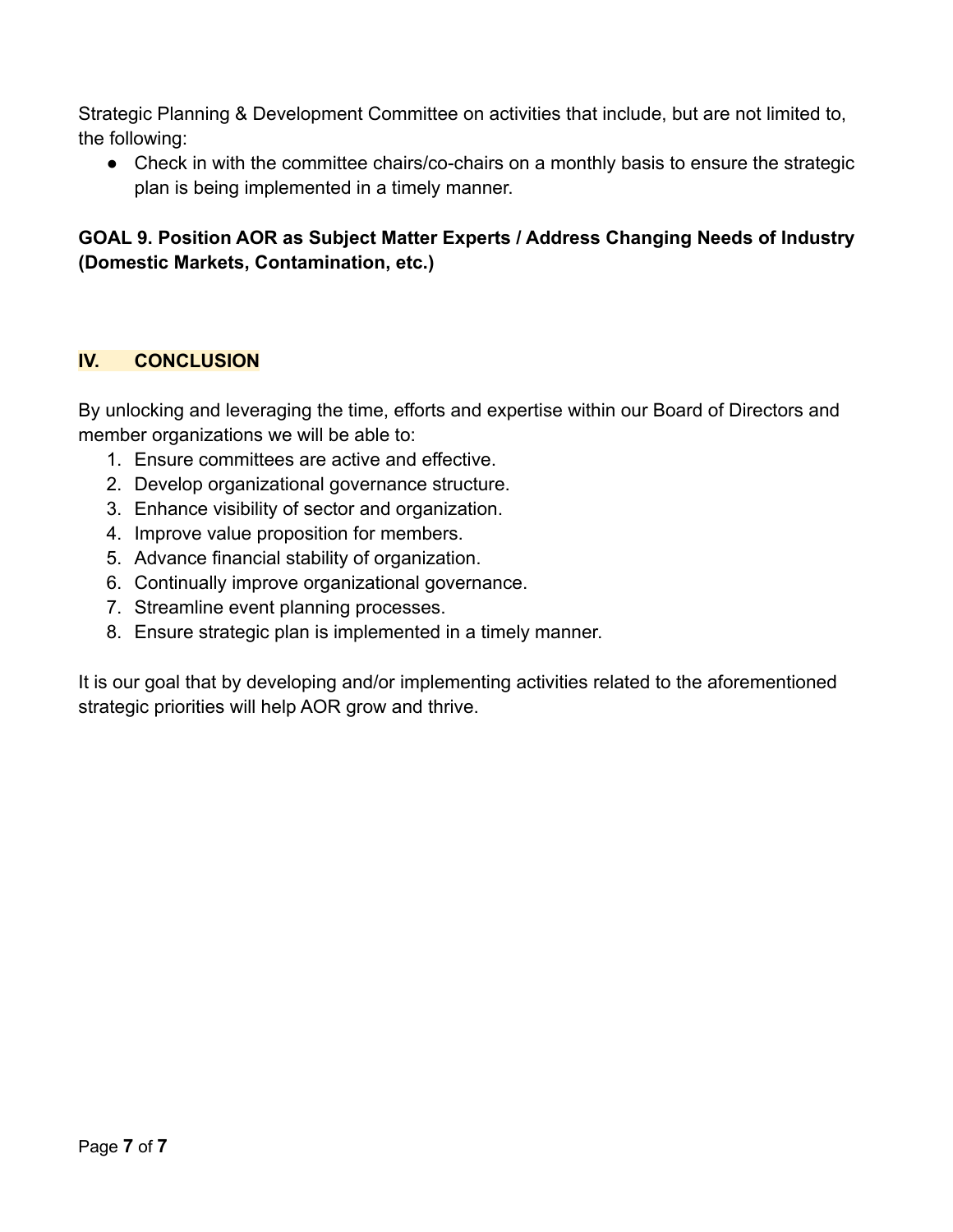Strategic Planning & Development Committee on activities that include, but are not limited to, the following:

- Check in with the committee chairs/co-chairs on a monthly basis to ensure the strategic plan is being implemented in a timely manner.

### GOAL 9. Position AOR as Subject Matter Experts / Address Changing Needs of Industry (Domestic Markets, Contamination, etc.)

## IV. CONCLUSION

By unlocking and leveraging the time, efforts and expertise within our Board of Directors and member organizations we will be able to:

1. Ensure committees are active and effective.
2. Develop organizational governance structure.
3. Enhance visibility of sector and organization.
4. Improve value proposition for members.
5. Advance financial stability of organization.
6. Continually improve organizational governance.
7. Streamline event planning processes.
8. Ensure strategic plan is implemented in a timely manner.

It is our goal that by developing and/or implementing activities related to the aforementioned strategic priorities will help AOR grow and thrive.